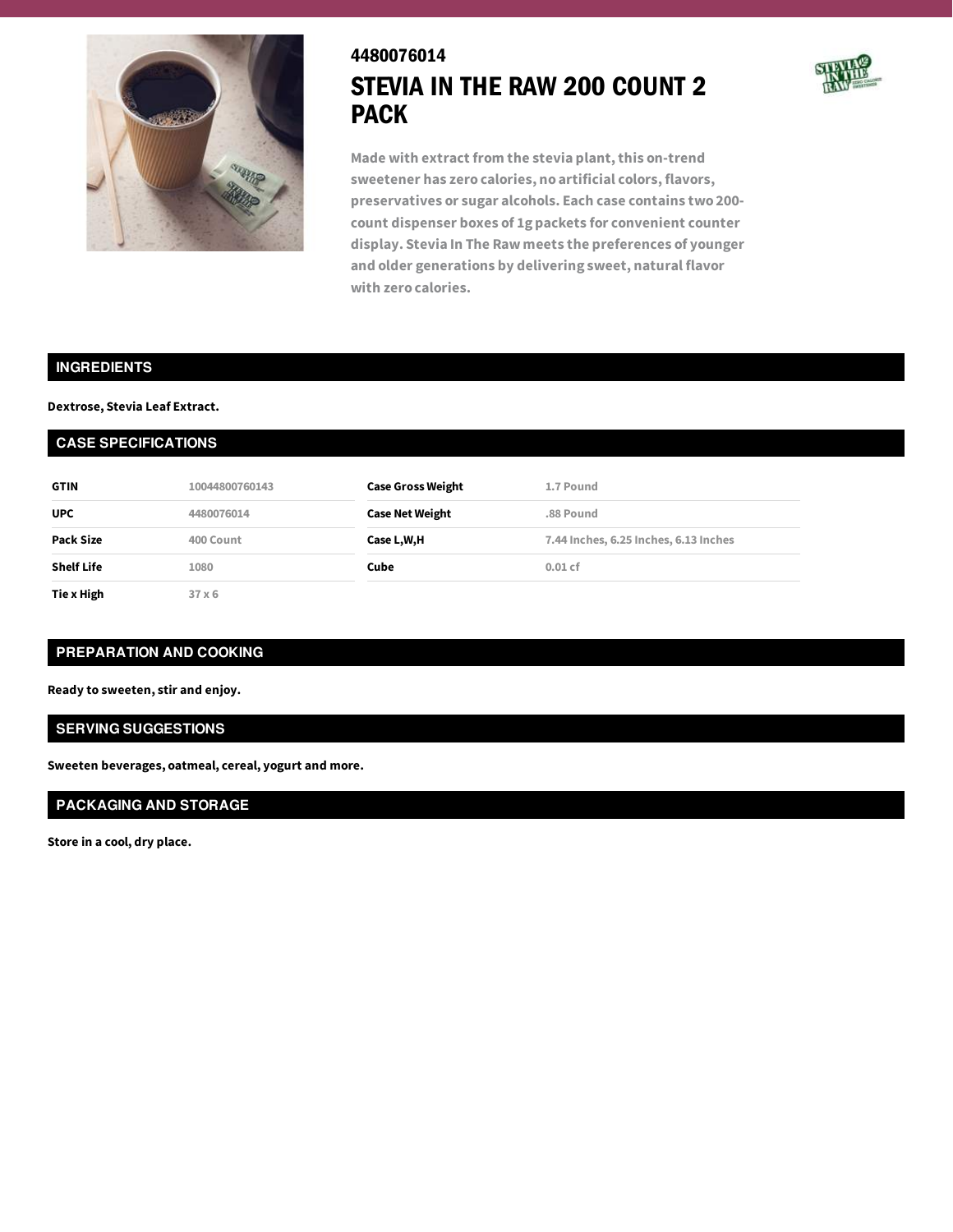4480076014

# STEVIA IN THE RAW 200 COUNT 2 PACK

Made with extract from the stevia plant, this on-trend sweetener has zero calories, no artificial colors, flavors, preservatives or sugar alcohols. Each case contains two 200-count dispenser boxes of 1g packets for convenient counter display. Stevia In The Raw meets the preferences of younger and older generations by delivering sweet, natural flavor with zero calories.

## INGREDIENTS

**Dextrose, Stevia Leaf Extract.**

## CASE SPECIFICATIONS

| | | | |
|---|---|---|---|
| **GTIN** | 10044800760143 | **Case Gross Weight** | 1.7 Pound |
| **UPC** | 4480076014 | **Case Net Weight** | .88 Pound |
| **Pack Size** | 400 Count | **Case L,W,H** | 7.44 Inches, 6.25 Inches, 6.13 Inches |
| **Shelf Life** | 1080 | **Cube** | 0.01 cf |
| **Tie x High** | 37 x 6 | | |

## PREPARATION AND COOKING

**Ready to sweeten, stir and enjoy.**

## SERVING SUGGESTIONS

**Sweeten beverages, oatmeal, cereal, yogurt and more.**

## PACKAGING AND STORAGE

**Store in a cool, dry place.**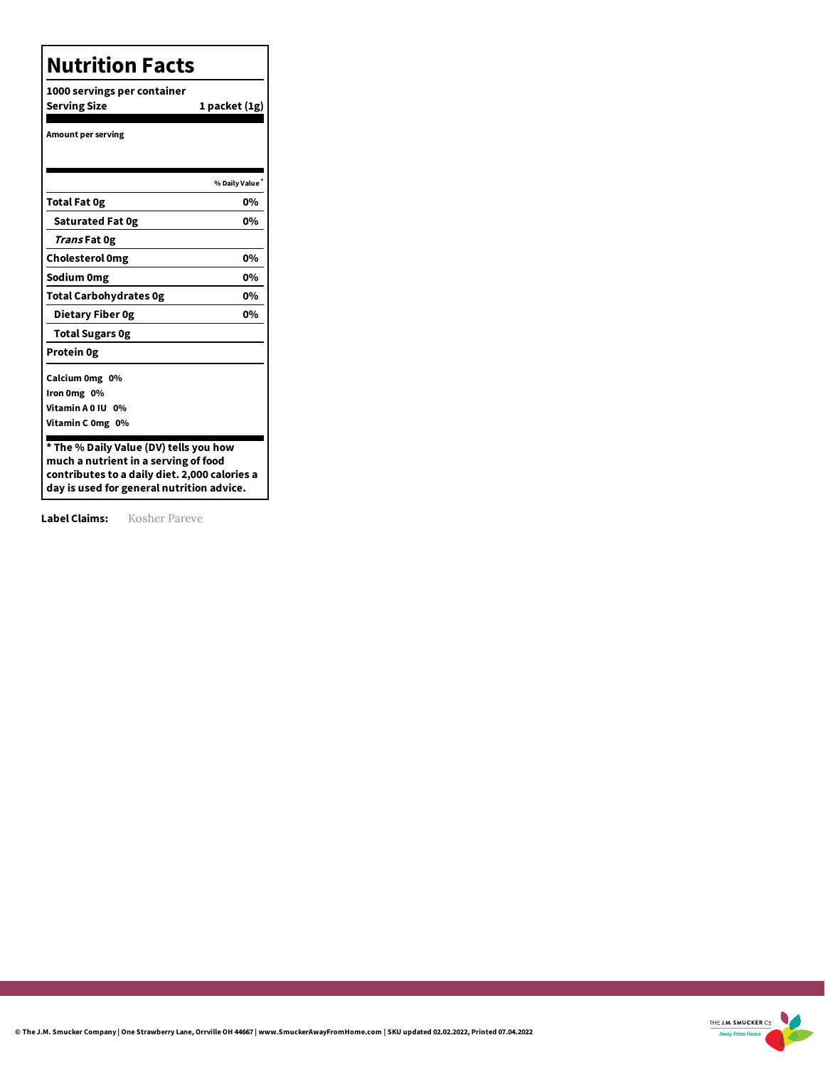# Nutrition Facts

**1000 servings per container**

| | |
|---|---|
| **Serving Size** | **1 packet (1g)** |

**Amount per serving**

| | **% Daily Value*** |
|---|---|
| **Total Fat 0g** | **0%** |
| **Saturated Fat 0g** | **0%** |
| ***Trans* Fat 0g** | |
| **Cholesterol 0mg** | **0%** |
| **Sodium 0mg** | **0%** |
| **Total Carbohydrates 0g** | **0%** |
| **Dietary Fiber 0g** | **0%** |
| **Total Sugars 0g** | |
| **Protein 0g** | |

**Calcium 0mg 0%**
**Iron 0mg 0%**
**Vitamin A 0 IU 0%**
**Vitamin C 0mg 0%**

**\* The % Daily Value (DV) tells you how much a nutrient in a serving of food contributes to a daily diet. 2,000 calories a day is used for general nutrition advice.**

**Label Claims:** Kosher Pareve

© The J.M. Smucker Company | One Strawberry Lane, Orrville OH 44667 | www.SmuckerAwayFromHome.com | SKU updated 02.02.2022, Printed 07.04.2022